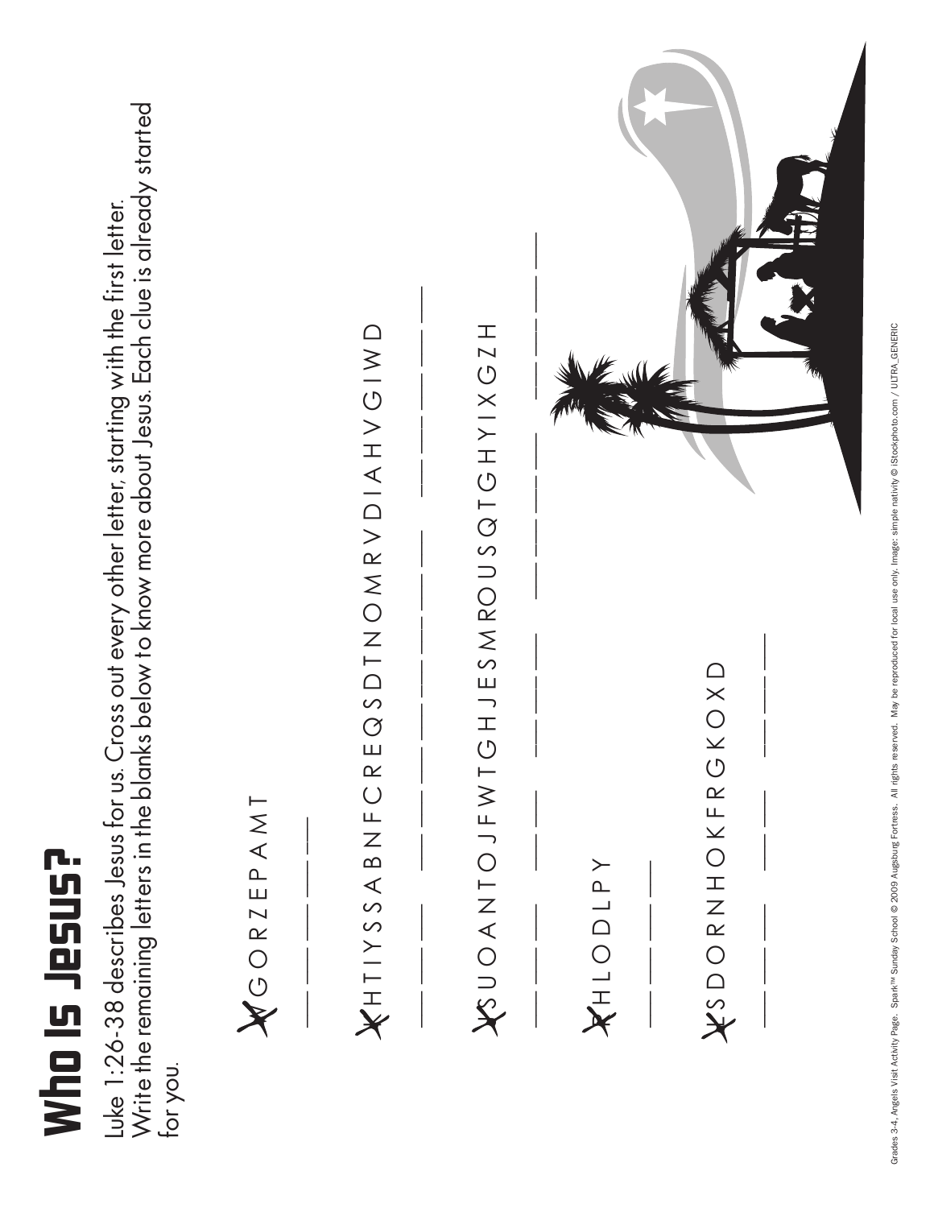# Who Is Jesus?

Luke 1:26-38 describes Jesus for us. Cross out every other letter, starting with the first letter. Write the remaining letters in the blanks below to know more about Jesus. Each clue is already started for you.

~~V~~ G O R Z E P A M T

___ ___ ___ ___ ___

~~K~~ H T I Y S S A B N F C R E Q S D T N O M R V D I A H V G I W D

___ ___ ___ ___ ___ ___ ___ ___ ___ ___ ___ ___ ___ ___ ___ ___

~~T~~ S U O A N T O J F W T G H J E S M R O U S Q T G H Y I X G Z H

___ ___ ___ ___ ___ ___ ___ ___ ___ ___ ___ ___ ___ ___ ___ ___

~~R~~ H L O D L P Y

___ ___ ___ ___

~~E~~ S D O R N H O K F R G K O X D

___ ___ ___ ___ ___ ___ ___ ___

Grades 3-4, Angels Visit Activity Page. Spark™ Sunday School © 2009 Augsburg Fortress. All rights reserved. May be reproduced for local use only. Image: simple nativity © iStockphoto.com / ULTRA_GENERIC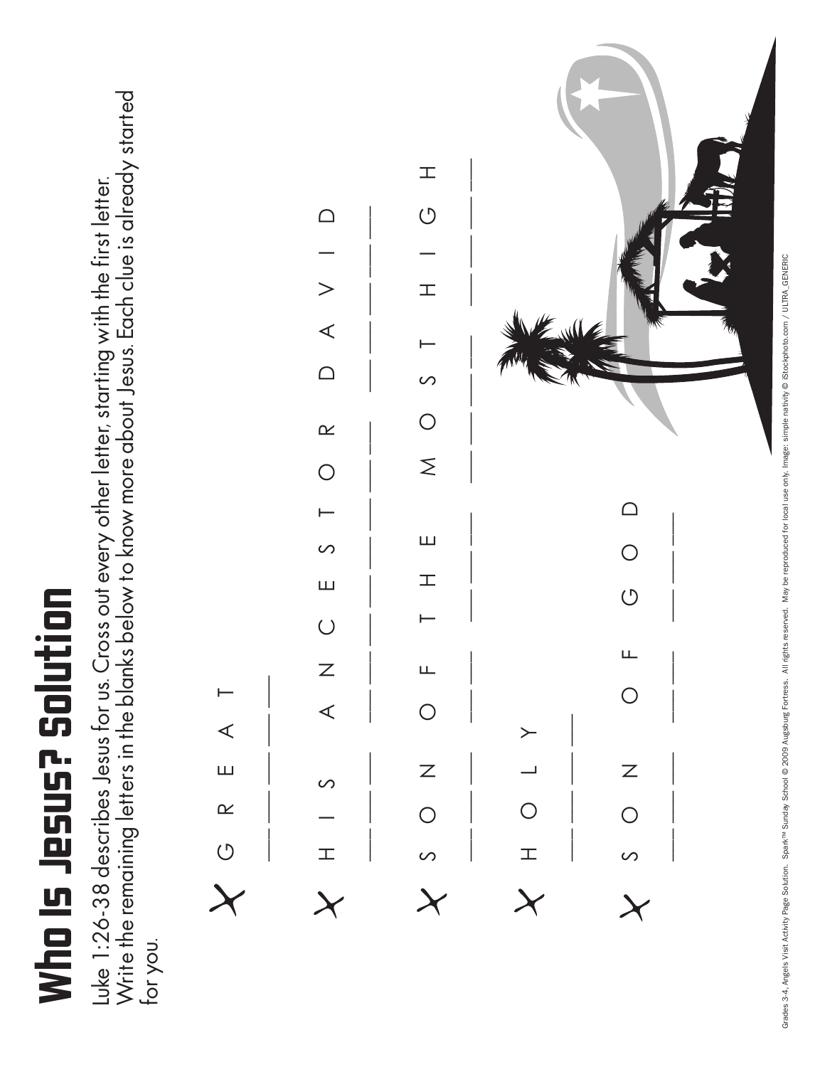# Who Is Jesus? Solution

Luke 1:26-38 describes Jesus for us. Cross out every other letter, starting with the first letter. Write the remaining letters in the blanks below to know more about Jesus. Each clue is already started for you.

G R E A T

H I S A N C E S T O R D A V I D

S O N O F T H E M O S T H I G H

H O L Y

S O N O F G O D

Grades 3-4, Angels Visit Activity Page Solution. Spark™ Sunday School © 2009 Augsburg Fortress. All rights reserved. May be reproduced for local use only. Image: simple nativity © iStockphoto.com / ULTRA_GENERIC